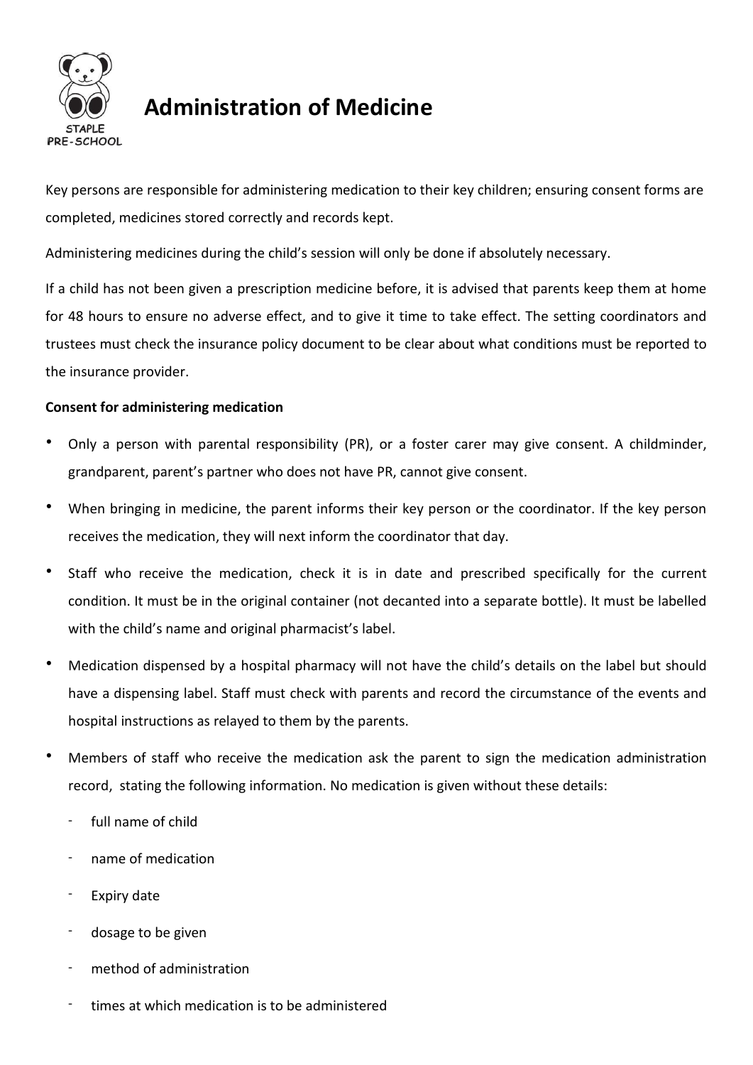# Administration of Medicine

Key persons are responsible for administering medication to their key children; ensuring consent forms are completed, medicines stored correctly and records kept.

Administering medicines during the child's session will only be done if absolutely necessary.

If a child has not been given a prescription medicine before, it is advised that parents keep them at home for 48 hours to ensure no adverse effect, and to give it time to take effect. The setting coordinators and trustees must check the insurance policy document to be clear about what conditions must be reported to the insurance provider.

**Consent for administering medication**

- Only a person with parental responsibility (PR), or a foster carer may give consent. A childminder, grandparent, parent's partner who does not have PR, cannot give consent.
- When bringing in medicine, the parent informs their key person or the coordinator. If the key person receives the medication, they will next inform the coordinator that day.
- Staff who receive the medication, check it is in date and prescribed specifically for the current condition. It must be in the original container (not decanted into a separate bottle). It must be labelled with the child's name and original pharmacist's label.
- Medication dispensed by a hospital pharmacy will not have the child's details on the label but should have a dispensing label. Staff must check with parents and record the circumstance of the events and hospital instructions as relayed to them by the parents.
- Members of staff who receive the medication ask the parent to sign the medication administration record, stating the following information. No medication is given without these details:
  - full name of child
  - name of medication
  - Expiry date
  - dosage to be given
  - method of administration
  - times at which medication is to be administered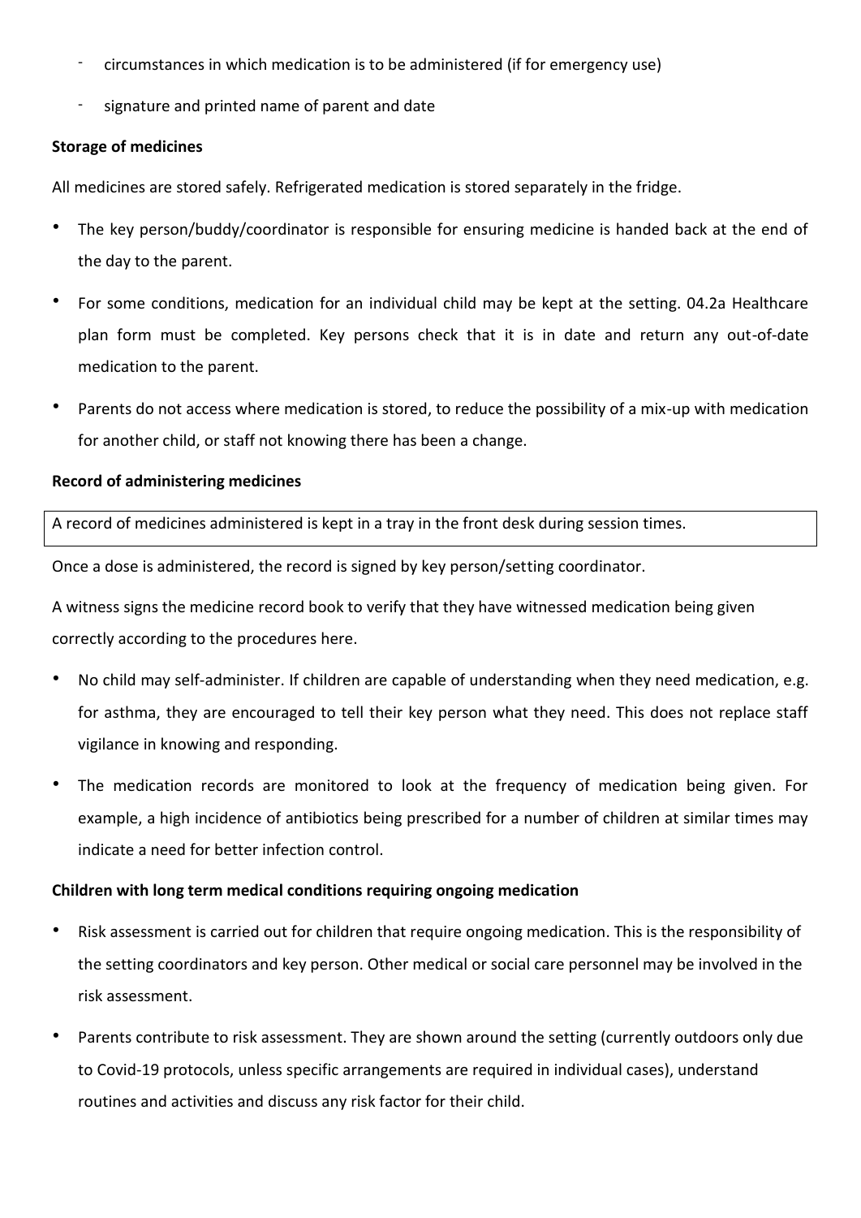- circumstances in which medication is to be administered (if for emergency use)
- signature and printed name of parent and date

**Storage of medicines**

All medicines are stored safely. Refrigerated medication is stored separately in the fridge.

- The key person/buddy/coordinator is responsible for ensuring medicine is handed back at the end of the day to the parent.
- For some conditions, medication for an individual child may be kept at the setting. 04.2a Healthcare plan form must be completed. Key persons check that it is in date and return any out-of-date medication to the parent.
- Parents do not access where medication is stored, to reduce the possibility of a mix-up with medication for another child, or staff not knowing there has been a change.

**Record of administering medicines**

A record of medicines administered is kept in a tray in the front desk during session times.

Once a dose is administered, the record is signed by key person/setting coordinator.

A witness signs the medicine record book to verify that they have witnessed medication being given correctly according to the procedures here.

- No child may self-administer. If children are capable of understanding when they need medication, e.g. for asthma, they are encouraged to tell their key person what they need. This does not replace staff vigilance in knowing and responding.
- The medication records are monitored to look at the frequency of medication being given. For example, a high incidence of antibiotics being prescribed for a number of children at similar times may indicate a need for better infection control.

**Children with long term medical conditions requiring ongoing medication**

- Risk assessment is carried out for children that require ongoing medication. This is the responsibility of the setting coordinators and key person. Other medical or social care personnel may be involved in the risk assessment.
- Parents contribute to risk assessment. They are shown around the setting (currently outdoors only due to Covid-19 protocols, unless specific arrangements are required in individual cases), understand routines and activities and discuss any risk factor for their child.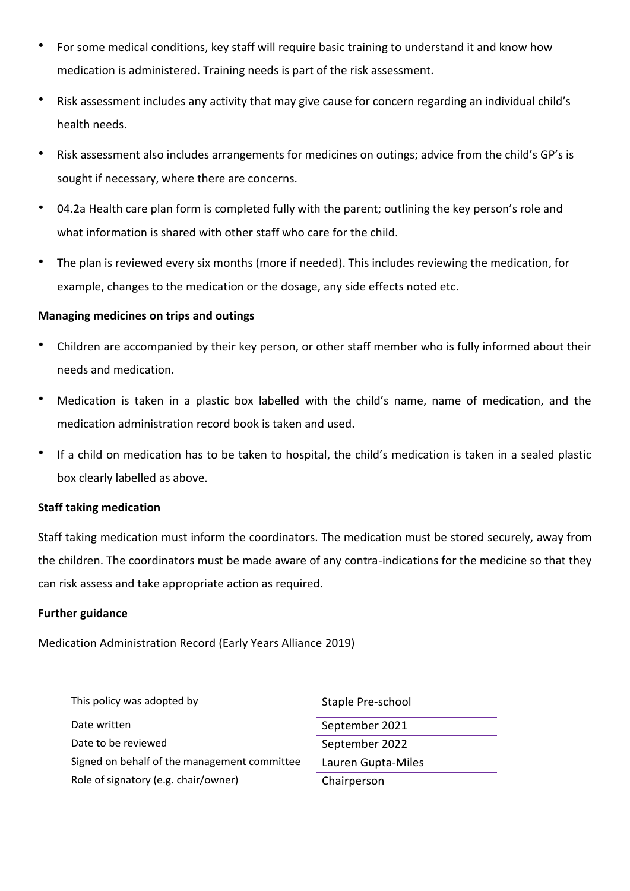- For some medical conditions, key staff will require basic training to understand it and know how medication is administered. Training needs is part of the risk assessment.
- Risk assessment includes any activity that may give cause for concern regarding an individual child's health needs.
- Risk assessment also includes arrangements for medicines on outings; advice from the child's GP's is sought if necessary, where there are concerns.
- 04.2a Health care plan form is completed fully with the parent; outlining the key person's role and what information is shared with other staff who care for the child.
- The plan is reviewed every six months (more if needed). This includes reviewing the medication, for example, changes to the medication or the dosage, any side effects noted etc.

**Managing medicines on trips and outings**

- Children are accompanied by their key person, or other staff member who is fully informed about their needs and medication.
- Medication is taken in a plastic box labelled with the child's name, name of medication, and the medication administration record book is taken and used.
- If a child on medication has to be taken to hospital, the child's medication is taken in a sealed plastic box clearly labelled as above.

**Staff taking medication**

Staff taking medication must inform the coordinators. The medication must be stored securely, away from the children. The coordinators must be made aware of any contra-indications for the medicine so that they can risk assess and take appropriate action as required.

**Further guidance**

Medication Administration Record (Early Years Alliance 2019)

| | |
|---|---|
| This policy was adopted by | Staple Pre-school |
| Date written | September 2021 |
| Date to be reviewed | September 2022 |
| Signed on behalf of the management committee | Lauren Gupta-Miles |
| Role of signatory (e.g. chair/owner) | Chairperson |